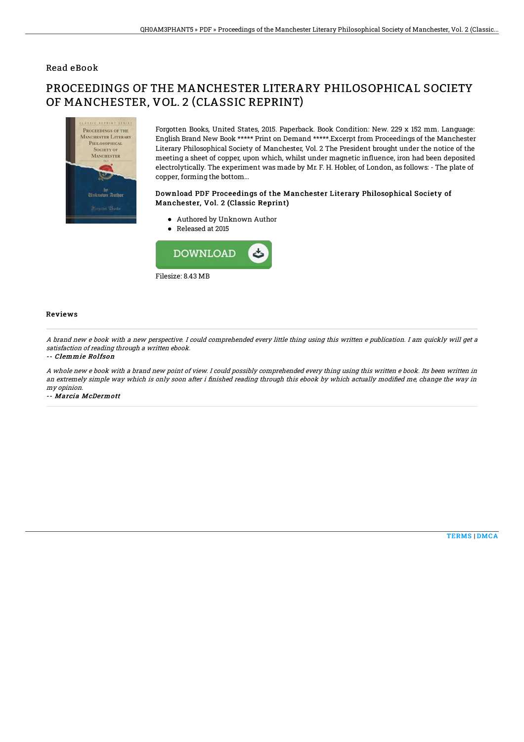## Read eBook

# PROCEEDINGS OF THE MANCHESTER LITERARY PHILOSOPHICAL SOCIETY OF MANCHESTER, VOL. 2 (CLASSIC REPRINT)

Forgotten Books, United States, 2015. Paperback. Book Condition: New. 229 x 152 mm. Language: English Brand New Book ***** Print on Demand *****.Excerpt from Proceedings of the Manchester Literary Philosophical Society of Manchester, Vol. 2 The President brought under the notice of the meeting a sheet of copper, upon which, whilst under magnetic influence, iron had been deposited electrolytically. The experiment was made by Mr. F. H. Hobler, of London, as follows: - The plate of copper, forming the bottom...

### Download PDF Proceedings of the Manchester Literary Philosophical Society of Manchester, Vol. 2 (Classic Reprint)

- Authored by Unknown Author
- Released at 2015

DOWNLOAD

Filesize: 8.43 MB

### Reviews

*A brand new e book with a new perspective. I could comprehended every little thing using this written e publication. I am quickly will get a satisfaction of reading through a written ebook.*

*-- Clemmie Rolfson*

*A whole new e book with a brand new point of view. I could possibly comprehended every thing using this written e book. Its been written in an extremely simple way which is only soon after i finished reading through this ebook by which actually modified me, change the way in my opinion.*

*-- Marcia McDermott*

TERMS | DMCA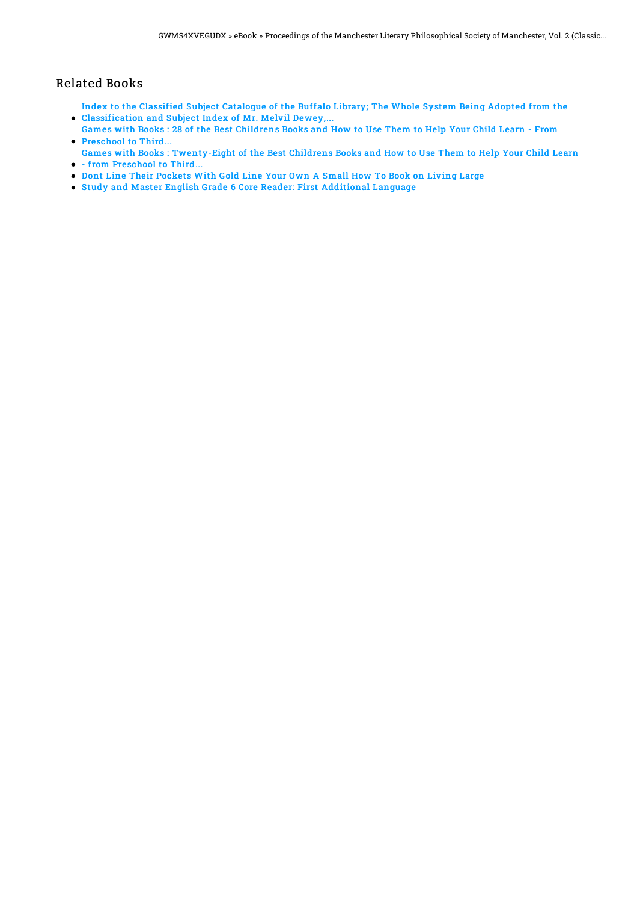## Related Books

- Index to the Classified Subject Catalogue of the Buffalo Library; The Whole System Being Adopted from the Classification and Subject Index of Mr. Melvil Dewey,...
- Games with Books : 28 of the Best Childrens Books and How to Use Them to Help Your Child Learn - From Preschool to Third...
- Games with Books : Twenty-Eight of the Best Childrens Books and How to Use Them to Help Your Child Learn - from Preschool to Third...
- Dont Line Their Pockets With Gold Line Your Own A Small How To Book on Living Large
- Study and Master English Grade 6 Core Reader: First Additional Language